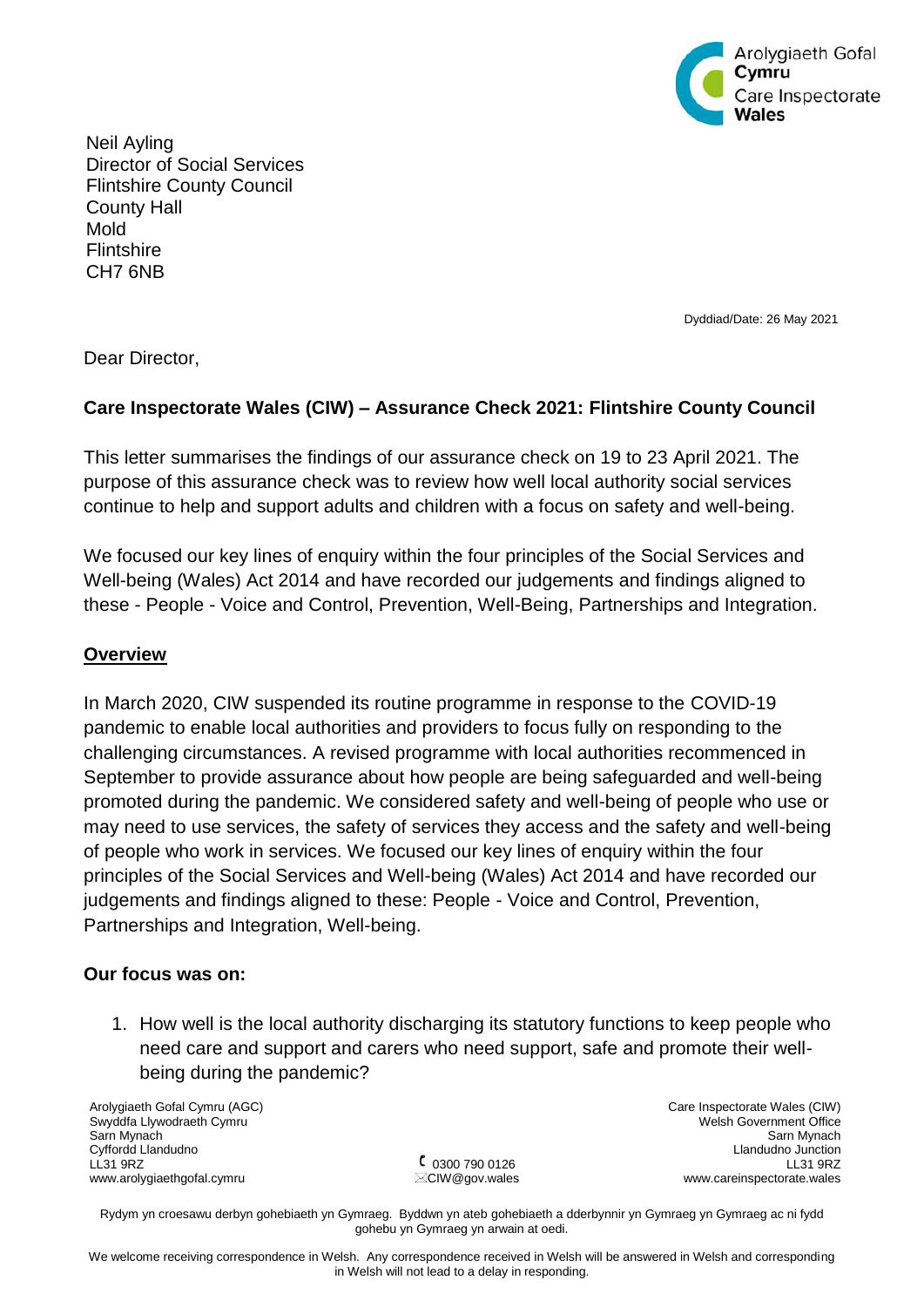Arolygiaeth Gofal **Cymru**
Care Inspectorate **Wales**

Neil Ayling
Director of Social Services
Flintshire County Council
County Hall
Mold
Flintshire
CH7 6NB

Dyddiad/Date: 26 May 2021

Dear Director,

**Care Inspectorate Wales (CIW) – Assurance Check 2021: Flintshire County Council**

This letter summarises the findings of our assurance check on 19 to 23 April 2021. The purpose of this assurance check was to review how well local authority social services continue to help and support adults and children with a focus on safety and well-being.

We focused our key lines of enquiry within the four principles of the Social Services and Well-being (Wales) Act 2014 and have recorded our judgements and findings aligned to these - People - Voice and Control, Prevention, Well-Being, Partnerships and Integration.

## <u>Overview</u>

In March 2020, CIW suspended its routine programme in response to the COVID-19 pandemic to enable local authorities and providers to focus fully on responding to the challenging circumstances. A revised programme with local authorities recommenced in September to provide assurance about how people are being safeguarded and well-being promoted during the pandemic. We considered safety and well-being of people who use or may need to use services, the safety of services they access and the safety and well-being of people who work in services. We focused our key lines of enquiry within the four principles of the Social Services and Well-being (Wales) Act 2014 and have recorded our judgements and findings aligned to these: People - Voice and Control, Prevention, Partnerships and Integration, Well-being.

**Our focus was on:**

1. How well is the local authority discharging its statutory functions to keep people who need care and support and carers who need support, safe and promote their well-being during the pandemic?

Arolygiaeth Gofal Cymru (AGC)
Swyddfa Llywodraeth Cymru
Sarn Mynach
Cyffordd Llandudno
LL31 9RZ
www.arolygiaethgofal.cymru

0300 790 0126
CIW@gov.wales

Care Inspectorate Wales (CIW)
Welsh Government Office
Sarn Mynach
Llandudno Junction
LL31 9RZ
www.careinspectorate.wales

Rydym yn croesawu derbyn gohebiaeth yn Gymraeg. Byddwn yn ateb gohebiaeth a dderbynnir yn Gymraeg yn Gymraeg ac ni fydd gohebu yn Gymraeg yn arwain at oedi.

We welcome receiving correspondence in Welsh. Any correspondence received in Welsh will be answered in Welsh and corresponding in Welsh will not lead to a delay in responding.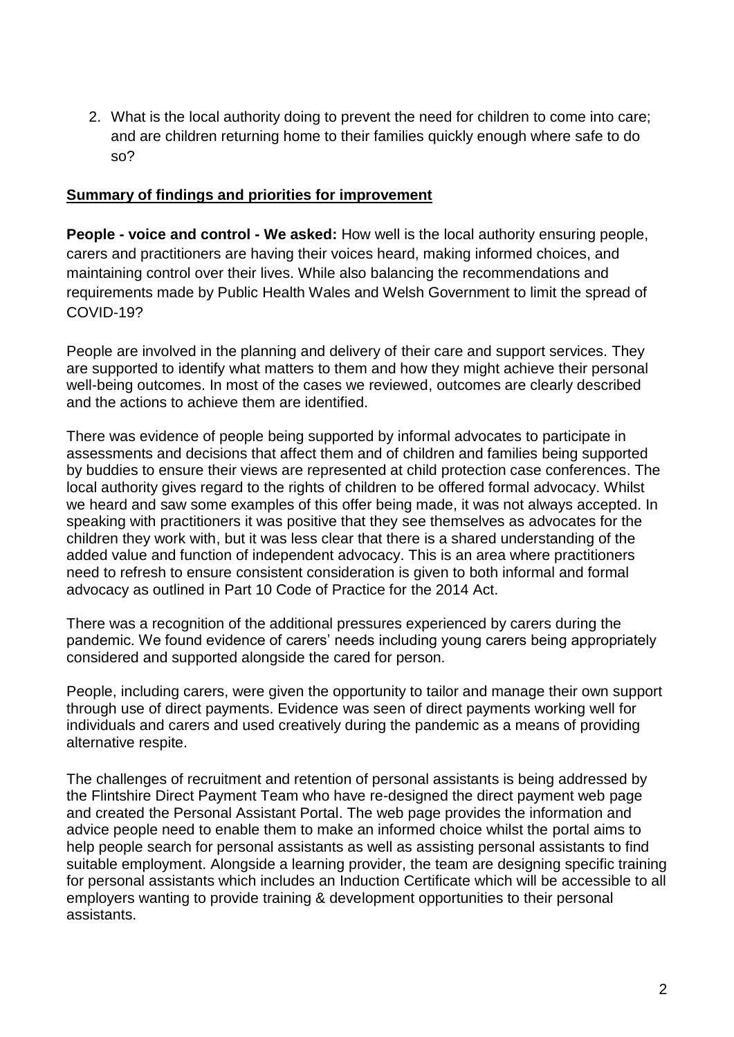2. What is the local authority doing to prevent the need for children to come into care; and are children returning home to their families quickly enough where safe to do so?

## Summary of findings and priorities for improvement

**People - voice and control - We asked:** How well is the local authority ensuring people, carers and practitioners are having their voices heard, making informed choices, and maintaining control over their lives. While also balancing the recommendations and requirements made by Public Health Wales and Welsh Government to limit the spread of COVID-19?

People are involved in the planning and delivery of their care and support services. They are supported to identify what matters to them and how they might achieve their personal well-being outcomes. In most of the cases we reviewed, outcomes are clearly described and the actions to achieve them are identified.

There was evidence of people being supported by informal advocates to participate in assessments and decisions that affect them and of children and families being supported by buddies to ensure their views are represented at child protection case conferences. The local authority gives regard to the rights of children to be offered formal advocacy. Whilst we heard and saw some examples of this offer being made, it was not always accepted. In speaking with practitioners it was positive that they see themselves as advocates for the children they work with, but it was less clear that there is a shared understanding of the added value and function of independent advocacy. This is an area where practitioners need to refresh to ensure consistent consideration is given to both informal and formal advocacy as outlined in Part 10 Code of Practice for the 2014 Act.

There was a recognition of the additional pressures experienced by carers during the pandemic. We found evidence of carers' needs including young carers being appropriately considered and supported alongside the cared for person.

People, including carers, were given the opportunity to tailor and manage their own support through use of direct payments. Evidence was seen of direct payments working well for individuals and carers and used creatively during the pandemic as a means of providing alternative respite.

The challenges of recruitment and retention of personal assistants is being addressed by the Flintshire Direct Payment Team who have re-designed the direct payment web page and created the Personal Assistant Portal. The web page provides the information and advice people need to enable them to make an informed choice whilst the portal aims to help people search for personal assistants as well as assisting personal assistants to find suitable employment. Alongside a learning provider, the team are designing specific training for personal assistants which includes an Induction Certificate which will be accessible to all employers wanting to provide training & development opportunities to their personal assistants.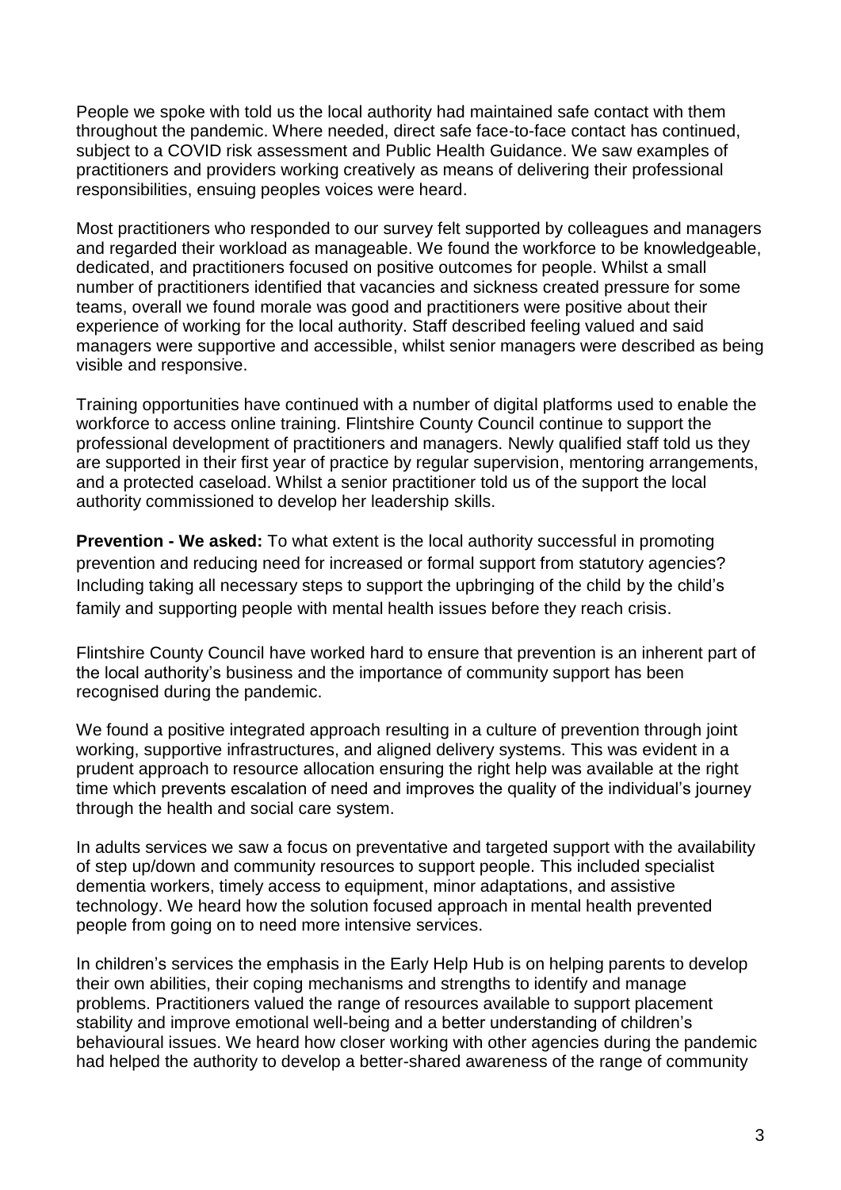People we spoke with told us the local authority had maintained safe contact with them throughout the pandemic. Where needed, direct safe face-to-face contact has continued, subject to a COVID risk assessment and Public Health Guidance. We saw examples of practitioners and providers working creatively as means of delivering their professional responsibilities, ensuing peoples voices were heard.

Most practitioners who responded to our survey felt supported by colleagues and managers and regarded their workload as manageable. We found the workforce to be knowledgeable, dedicated, and practitioners focused on positive outcomes for people. Whilst a small number of practitioners identified that vacancies and sickness created pressure for some teams, overall we found morale was good and practitioners were positive about their experience of working for the local authority. Staff described feeling valued and said managers were supportive and accessible, whilst senior managers were described as being visible and responsive.

Training opportunities have continued with a number of digital platforms used to enable the workforce to access online training. Flintshire County Council continue to support the professional development of practitioners and managers. Newly qualified staff told us they are supported in their first year of practice by regular supervision, mentoring arrangements, and a protected caseload. Whilst a senior practitioner told us of the support the local authority commissioned to develop her leadership skills.

**Prevention - We asked:** To what extent is the local authority successful in promoting prevention and reducing need for increased or formal support from statutory agencies? Including taking all necessary steps to support the upbringing of the child by the child's family and supporting people with mental health issues before they reach crisis.

Flintshire County Council have worked hard to ensure that prevention is an inherent part of the local authority's business and the importance of community support has been recognised during the pandemic.

We found a positive integrated approach resulting in a culture of prevention through joint working, supportive infrastructures, and aligned delivery systems. This was evident in a prudent approach to resource allocation ensuring the right help was available at the right time which prevents escalation of need and improves the quality of the individual's journey through the health and social care system.

In adults services we saw a focus on preventative and targeted support with the availability of step up/down and community resources to support people. This included specialist dementia workers, timely access to equipment, minor adaptations, and assistive technology. We heard how the solution focused approach in mental health prevented people from going on to need more intensive services.

In children's services the emphasis in the Early Help Hub is on helping parents to develop their own abilities, their coping mechanisms and strengths to identify and manage problems. Practitioners valued the range of resources available to support placement stability and improve emotional well-being and a better understanding of children's behavioural issues. We heard how closer working with other agencies during the pandemic had helped the authority to develop a better-shared awareness of the range of community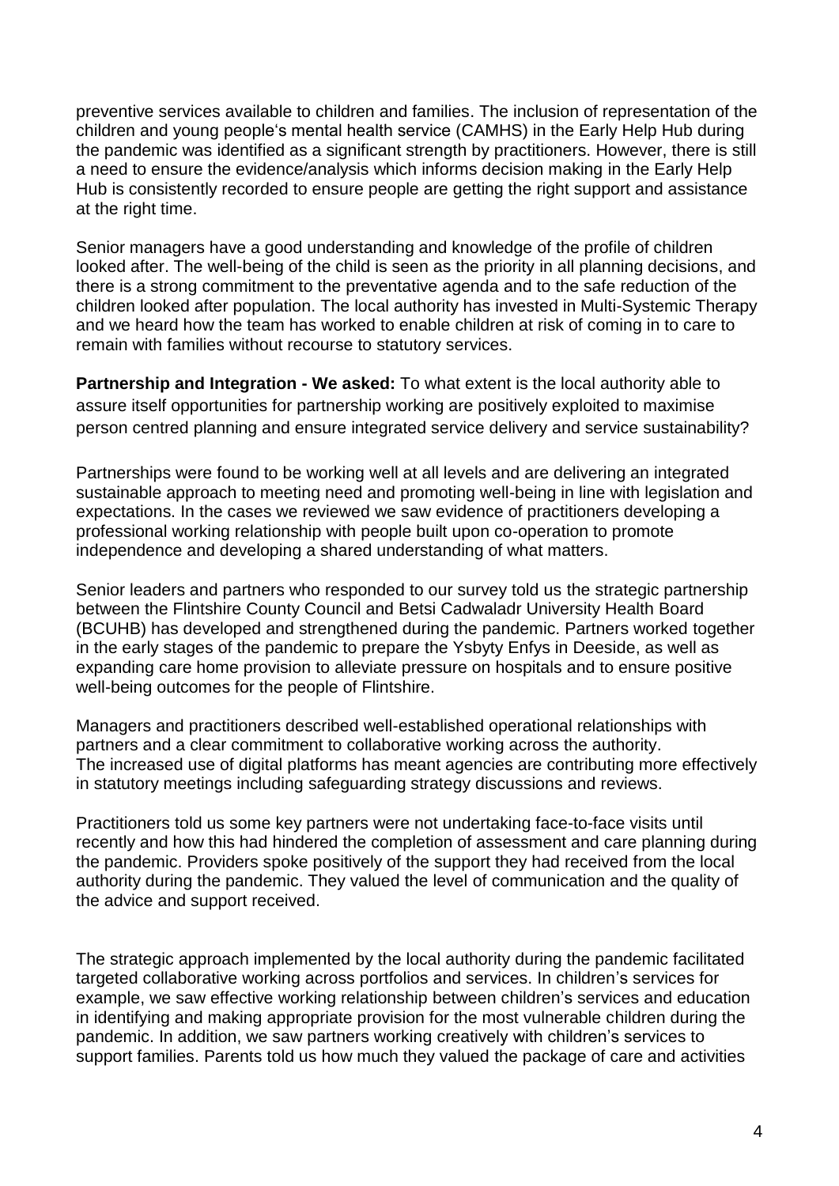preventive services available to children and families. The inclusion of representation of the children and young people's mental health service (CAMHS) in the Early Help Hub during the pandemic was identified as a significant strength by practitioners. However, there is still a need to ensure the evidence/analysis which informs decision making in the Early Help Hub is consistently recorded to ensure people are getting the right support and assistance at the right time.

Senior managers have a good understanding and knowledge of the profile of children looked after. The well-being of the child is seen as the priority in all planning decisions, and there is a strong commitment to the preventative agenda and to the safe reduction of the children looked after population. The local authority has invested in Multi-Systemic Therapy and we heard how the team has worked to enable children at risk of coming in to care to remain with families without recourse to statutory services.

**Partnership and Integration - We asked:** To what extent is the local authority able to assure itself opportunities for partnership working are positively exploited to maximise person centred planning and ensure integrated service delivery and service sustainability?

Partnerships were found to be working well at all levels and are delivering an integrated sustainable approach to meeting need and promoting well-being in line with legislation and expectations. In the cases we reviewed we saw evidence of practitioners developing a professional working relationship with people built upon co-operation to promote independence and developing a shared understanding of what matters.

Senior leaders and partners who responded to our survey told us the strategic partnership between the Flintshire County Council and Betsi Cadwaladr University Health Board (BCUHB) has developed and strengthened during the pandemic. Partners worked together in the early stages of the pandemic to prepare the Ysbyty Enfys in Deeside, as well as expanding care home provision to alleviate pressure on hospitals and to ensure positive well-being outcomes for the people of Flintshire.

Managers and practitioners described well-established operational relationships with partners and a clear commitment to collaborative working across the authority.
The increased use of digital platforms has meant agencies are contributing more effectively in statutory meetings including safeguarding strategy discussions and reviews.

Practitioners told us some key partners were not undertaking face-to-face visits until recently and how this had hindered the completion of assessment and care planning during the pandemic. Providers spoke positively of the support they had received from the local authority during the pandemic. They valued the level of communication and the quality of the advice and support received.

The strategic approach implemented by the local authority during the pandemic facilitated targeted collaborative working across portfolios and services. In children's services for example, we saw effective working relationship between children's services and education in identifying and making appropriate provision for the most vulnerable children during the pandemic. In addition, we saw partners working creatively with children's services to support families. Parents told us how much they valued the package of care and activities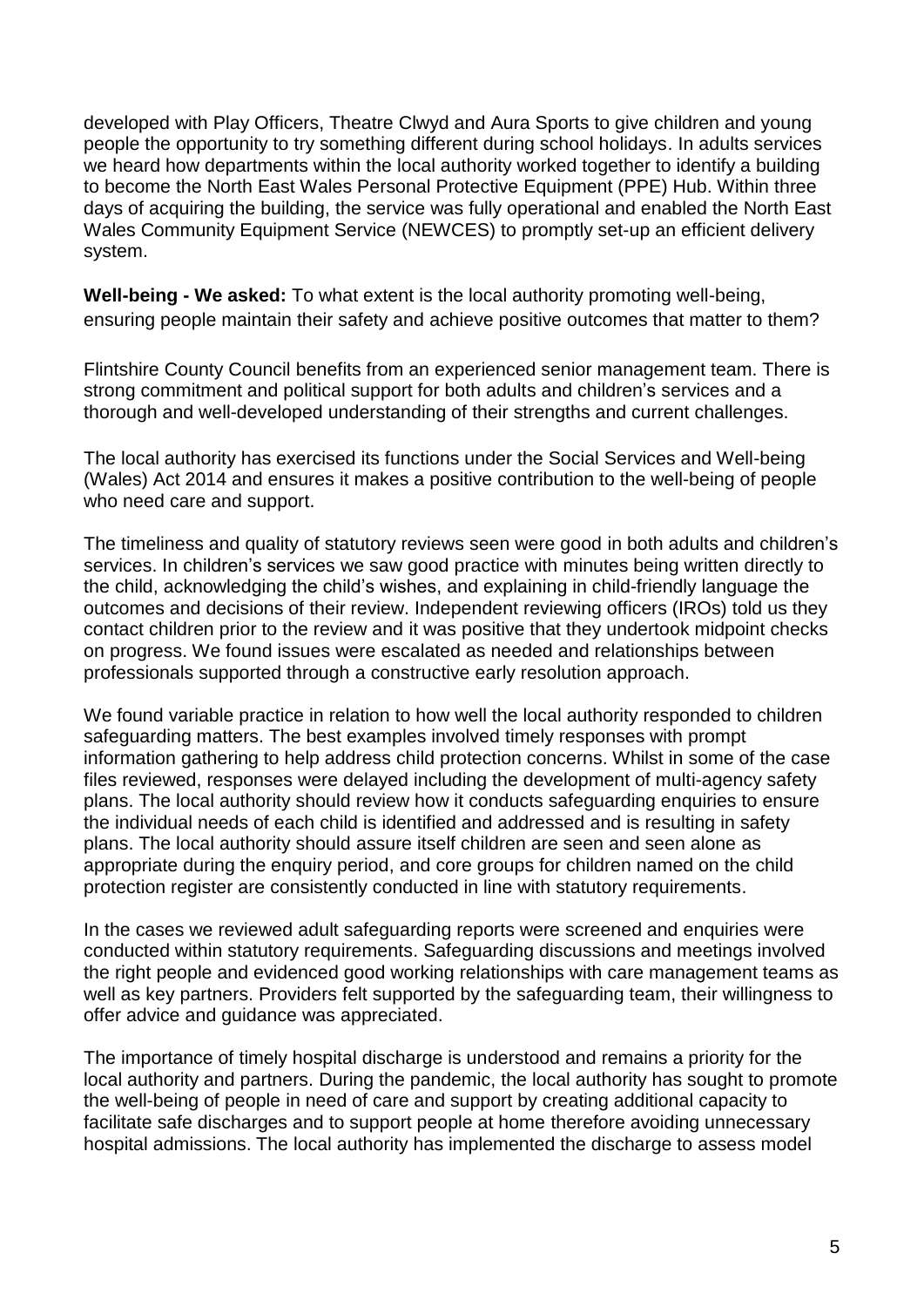developed with Play Officers, Theatre Clwyd and Aura Sports to give children and young people the opportunity to try something different during school holidays. In adults services we heard how departments within the local authority worked together to identify a building to become the North East Wales Personal Protective Equipment (PPE) Hub. Within three days of acquiring the building, the service was fully operational and enabled the North East Wales Community Equipment Service (NEWCES) to promptly set-up an efficient delivery system.

**Well-being - We asked:** To what extent is the local authority promoting well-being, ensuring people maintain their safety and achieve positive outcomes that matter to them?

Flintshire County Council benefits from an experienced senior management team. There is strong commitment and political support for both adults and children's services and a thorough and well-developed understanding of their strengths and current challenges.

The local authority has exercised its functions under the Social Services and Well-being (Wales) Act 2014 and ensures it makes a positive contribution to the well-being of people who need care and support.

The timeliness and quality of statutory reviews seen were good in both adults and children's services. In children's services we saw good practice with minutes being written directly to the child, acknowledging the child's wishes, and explaining in child-friendly language the outcomes and decisions of their review. Independent reviewing officers (IROs) told us they contact children prior to the review and it was positive that they undertook midpoint checks on progress. We found issues were escalated as needed and relationships between professionals supported through a constructive early resolution approach.

We found variable practice in relation to how well the local authority responded to children safeguarding matters. The best examples involved timely responses with prompt information gathering to help address child protection concerns. Whilst in some of the case files reviewed, responses were delayed including the development of multi-agency safety plans. The local authority should review how it conducts safeguarding enquiries to ensure the individual needs of each child is identified and addressed and is resulting in safety plans. The local authority should assure itself children are seen and seen alone as appropriate during the enquiry period, and core groups for children named on the child protection register are consistently conducted in line with statutory requirements.

In the cases we reviewed adult safeguarding reports were screened and enquiries were conducted within statutory requirements. Safeguarding discussions and meetings involved the right people and evidenced good working relationships with care management teams as well as key partners. Providers felt supported by the safeguarding team, their willingness to offer advice and guidance was appreciated.

The importance of timely hospital discharge is understood and remains a priority for the local authority and partners. During the pandemic, the local authority has sought to promote the well-being of people in need of care and support by creating additional capacity to facilitate safe discharges and to support people at home therefore avoiding unnecessary hospital admissions. The local authority has implemented the discharge to assess model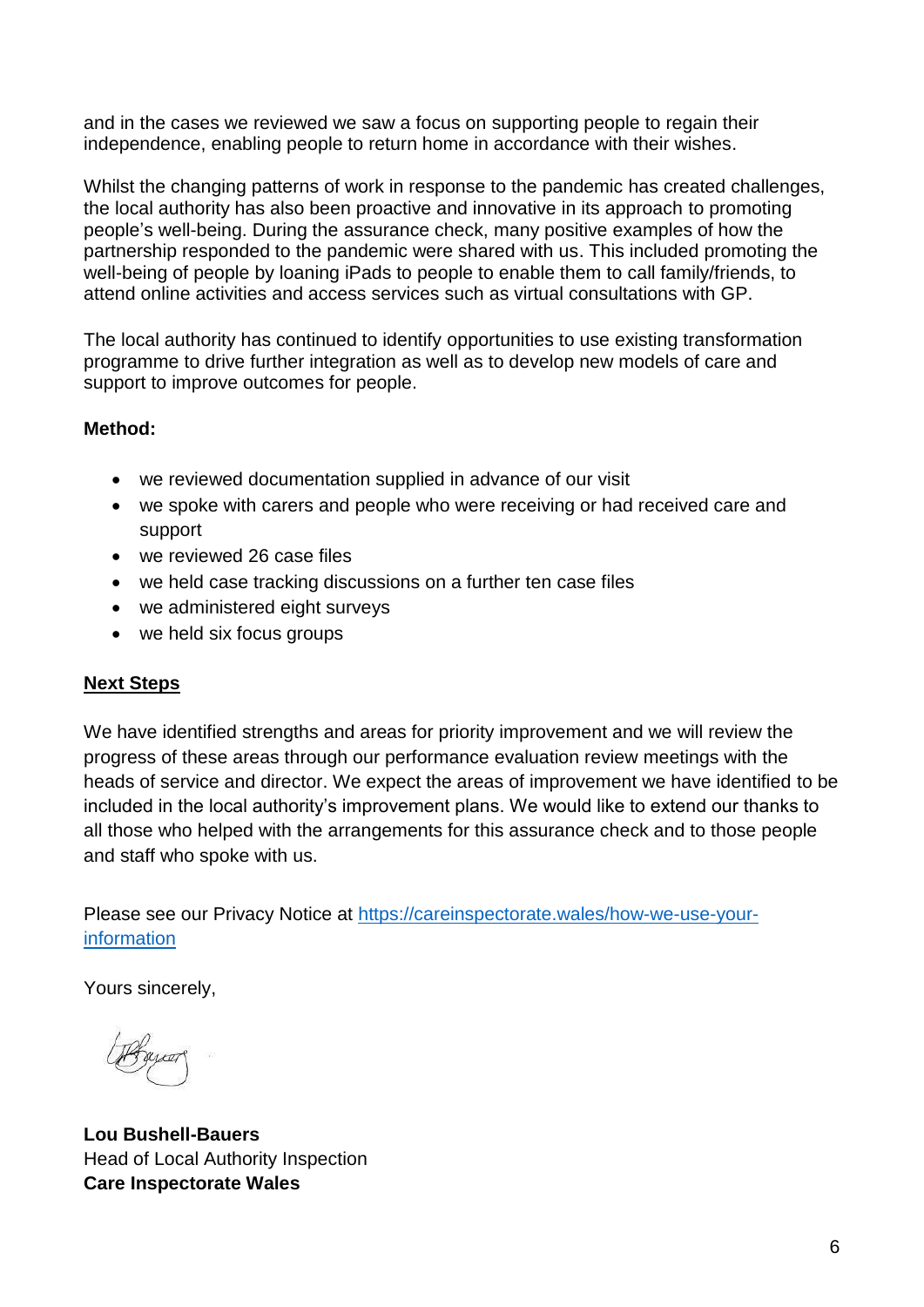and in the cases we reviewed we saw a focus on supporting people to regain their independence, enabling people to return home in accordance with their wishes.

Whilst the changing patterns of work in response to the pandemic has created challenges, the local authority has also been proactive and innovative in its approach to promoting people's well-being. During the assurance check, many positive examples of how the partnership responded to the pandemic were shared with us. This included promoting the well-being of people by loaning iPads to people to enable them to call family/friends, to attend online activities and access services such as virtual consultations with GP.

The local authority has continued to identify opportunities to use existing transformation programme to drive further integration as well as to develop new models of care and support to improve outcomes for people.

**Method:**

- we reviewed documentation supplied in advance of our visit
- we spoke with carers and people who were receiving or had received care and support
- we reviewed 26 case files
- we held case tracking discussions on a further ten case files
- we administered eight surveys
- we held six focus groups

**Next Steps**

We have identified strengths and areas for priority improvement and we will review the progress of these areas through our performance evaluation review meetings with the heads of service and director. We expect the areas of improvement we have identified to be included in the local authority's improvement plans. We would like to extend our thanks to all those who helped with the arrangements for this assurance check and to those people and staff who spoke with us.

Please see our Privacy Notice at [https://careinspectorate.wales/how-we-use-your-information](https://careinspectorate.wales/how-we-use-your-information)

Yours sincerely,

**Lou Bushell-Bauers**
Head of Local Authority Inspection
**Care Inspectorate Wales**